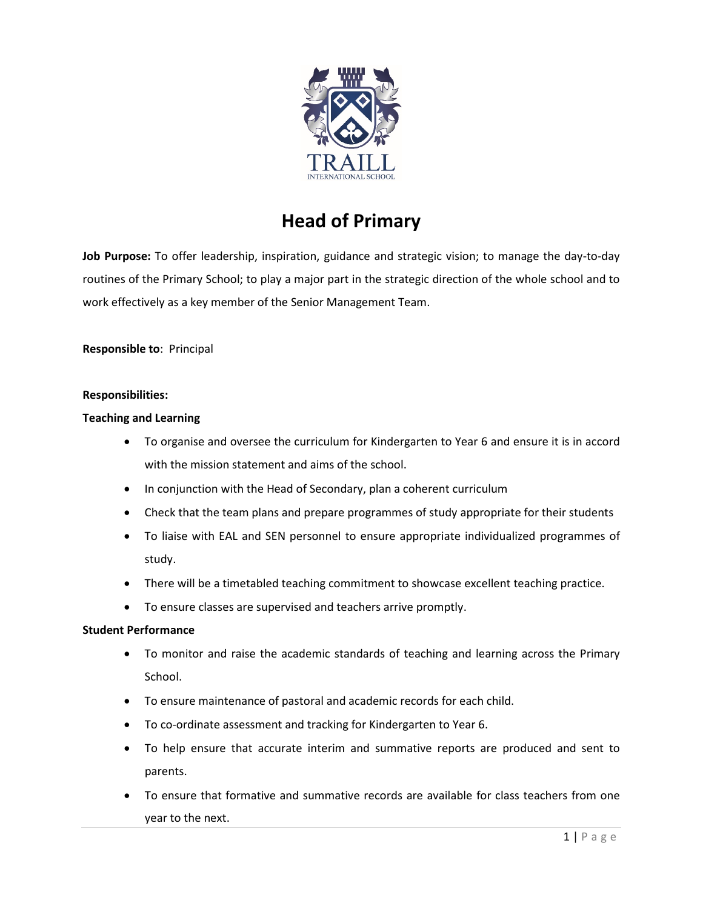# Head of Primary

**Job Purpose:** To offer leadership, inspiration, guidance and strategic vision; to manage the day-to-day routines of the Primary School; to play a major part in the strategic direction of the whole school and to work effectively as a key member of the Senior Management Team.

**Responsible to**: Principal

**Responsibilities:**

**Teaching and Learning**

- To organise and oversee the curriculum for Kindergarten to Year 6 and ensure it is in accord with the mission statement and aims of the school.
- In conjunction with the Head of Secondary, plan a coherent curriculum
- Check that the team plans and prepare programmes of study appropriate for their students
- To liaise with EAL and SEN personnel to ensure appropriate individualized programmes of study.
- There will be a timetabled teaching commitment to showcase excellent teaching practice.
- To ensure classes are supervised and teachers arrive promptly.

**Student Performance**

- To monitor and raise the academic standards of teaching and learning across the Primary School.
- To ensure maintenance of pastoral and academic records for each child.
- To co-ordinate assessment and tracking for Kindergarten to Year 6.
- To help ensure that accurate interim and summative reports are produced and sent to parents.
- To ensure that formative and summative records are available for class teachers from one year to the next.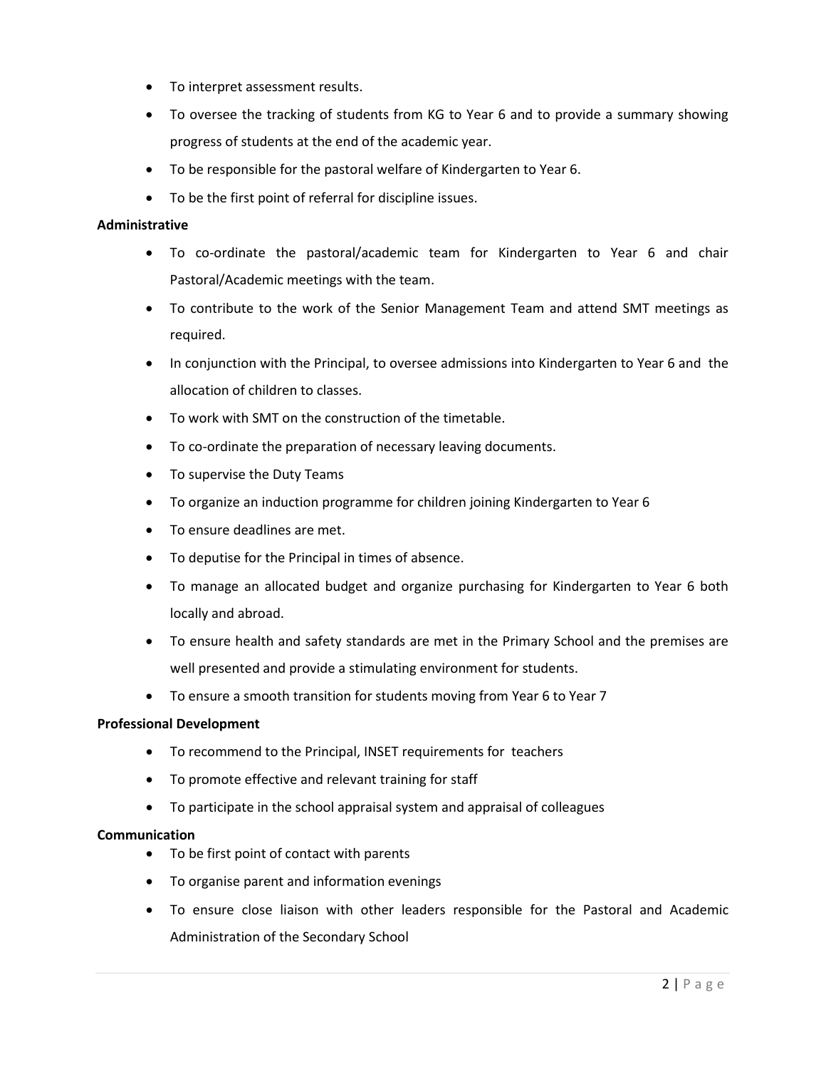- To interpret assessment results.
- To oversee the tracking of students from KG to Year 6 and to provide a summary showing progress of students at the end of the academic year.
- To be responsible for the pastoral welfare of Kindergarten to Year 6.
- To be the first point of referral for discipline issues.

**Administrative**

- To co-ordinate the pastoral/academic team for Kindergarten to Year 6 and chair Pastoral/Academic meetings with the team.
- To contribute to the work of the Senior Management Team and attend SMT meetings as required.
- In conjunction with the Principal, to oversee admissions into Kindergarten to Year 6 and the allocation of children to classes.
- To work with SMT on the construction of the timetable.
- To co-ordinate the preparation of necessary leaving documents.
- To supervise the Duty Teams
- To organize an induction programme for children joining Kindergarten to Year 6
- To ensure deadlines are met.
- To deputise for the Principal in times of absence.
- To manage an allocated budget and organize purchasing for Kindergarten to Year 6 both locally and abroad.
- To ensure health and safety standards are met in the Primary School and the premises are well presented and provide a stimulating environment for students.
- To ensure a smooth transition for students moving from Year 6 to Year 7

**Professional Development**

- To recommend to the Principal, INSET requirements for teachers
- To promote effective and relevant training for staff
- To participate in the school appraisal system and appraisal of colleagues

**Communication**

- To be first point of contact with parents
- To organise parent and information evenings
- To ensure close liaison with other leaders responsible for the Pastoral and Academic Administration of the Secondary School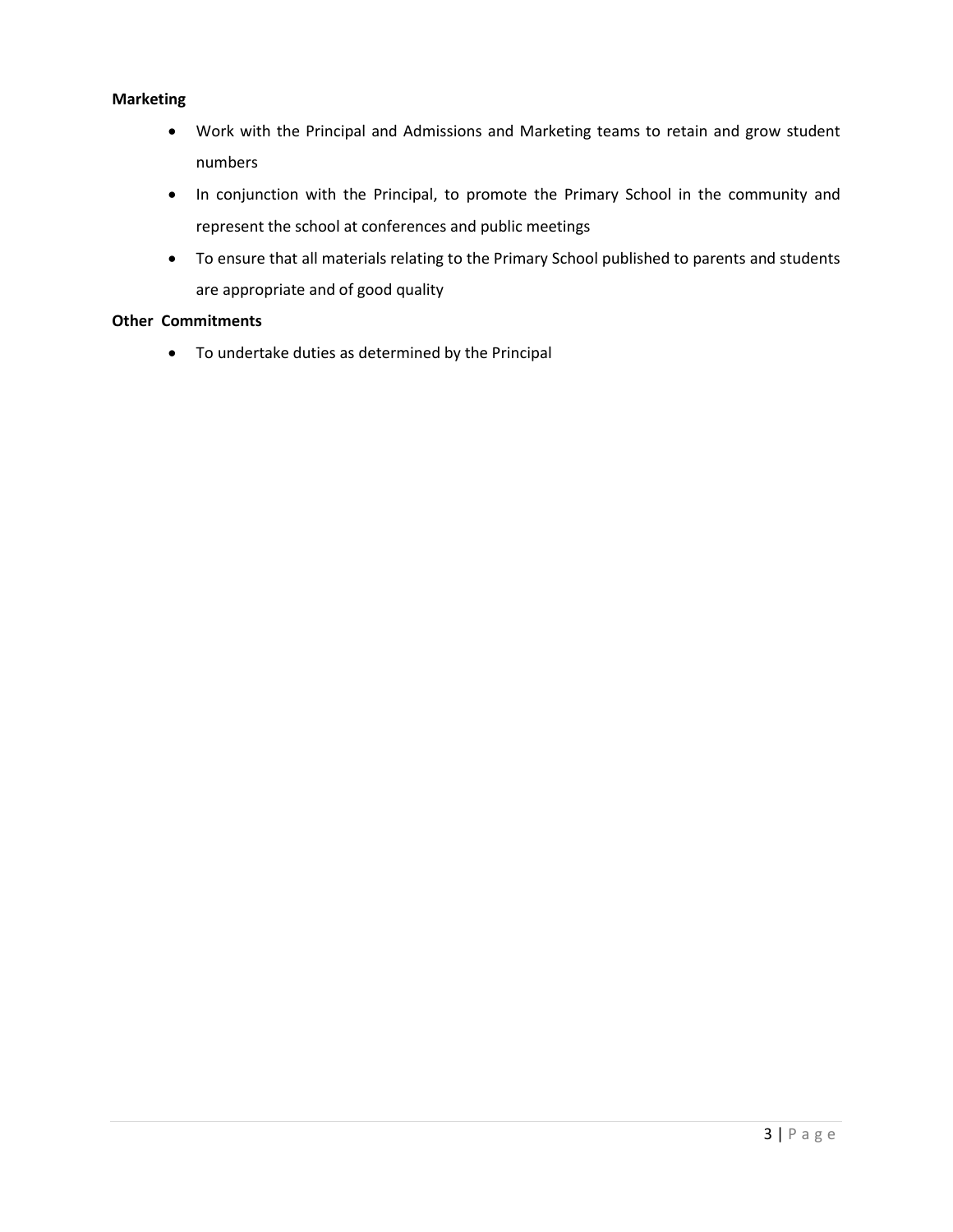**Marketing**

- Work with the Principal and Admissions and Marketing teams to retain and grow student numbers
- In conjunction with the Principal, to promote the Primary School in the community and represent the school at conferences and public meetings
- To ensure that all materials relating to the Primary School published to parents and students are appropriate and of good quality

**Other Commitments**

- To undertake duties as determined by the Principal